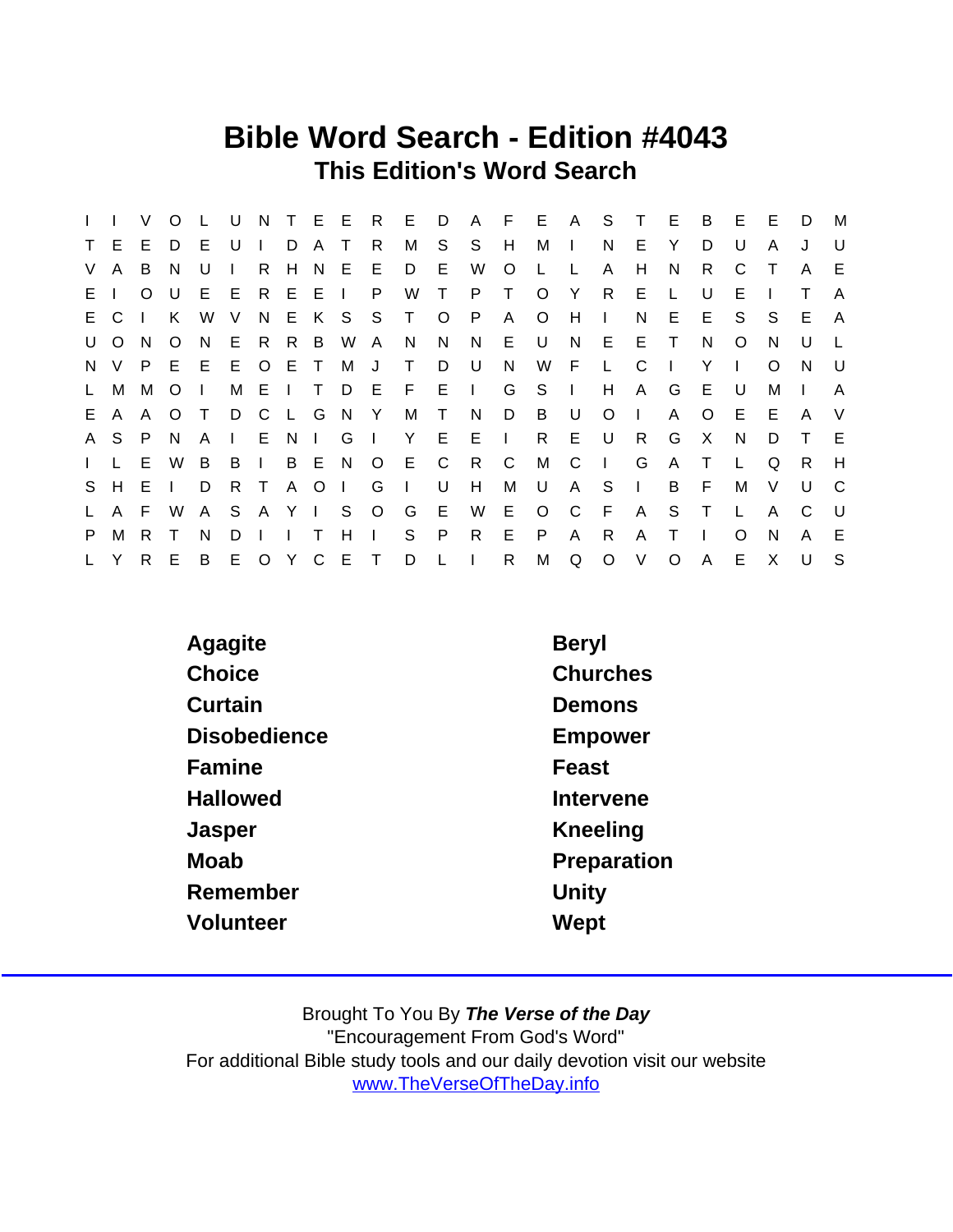# Bible Word Search - Edition #4043

## This Edition's Word Search

```
I I V O L U N T E E R E D A F E A S T E B E E D M
T E E D E U I D A T R M S S H M I N E Y D U A J U
V A B N U I R H N E E D E W O L L A H N R C T A E
E I O U E E R E E I P W T P T O Y R E L U E I T A
E C I K W V N E K S S T O P A O H I N E E S S E A
U O N O N E R R B W A N N N E U N E E T N O N U L
N V P E E E O E T M J T D U N W F L C I Y I O N U
L M M O I M E I T D E F E I G S I H A G E U M I A
E A A O T D C L G N Y M T N D B U O I A O E E A V
A S P N A I E N I G I Y E E I R E U R G X N D T E
I L E W B B I B E N O E C R C M C I G A T L Q R H
S H E I D R T A O I G I U H M U A S I B F M V U C
L A F W A S A Y I S O G E W E O C F A S T L A C U
P M R T N D I I T H I S P R E P A R A T I O N A E
L Y R E B E O Y C E T D L I R M Q O V O A E X U S
```

| | |
|---|---|
| Agagite | Beryl |
| Choice | Churches |
| Curtain | Demons |
| Disobedience | Empower |
| Famine | Feast |
| Hallowed | Intervene |
| Jasper | Kneeling |
| Moab | Preparation |
| Remember | Unity |
| Volunteer | Wept |

Brought To You By ***The Verse of the Day***
"Encouragement From God's Word"
For additional Bible study tools and our daily devotion visit our website
[www.TheVerseOfTheDay.info](http://www.TheVerseOfTheDay.info)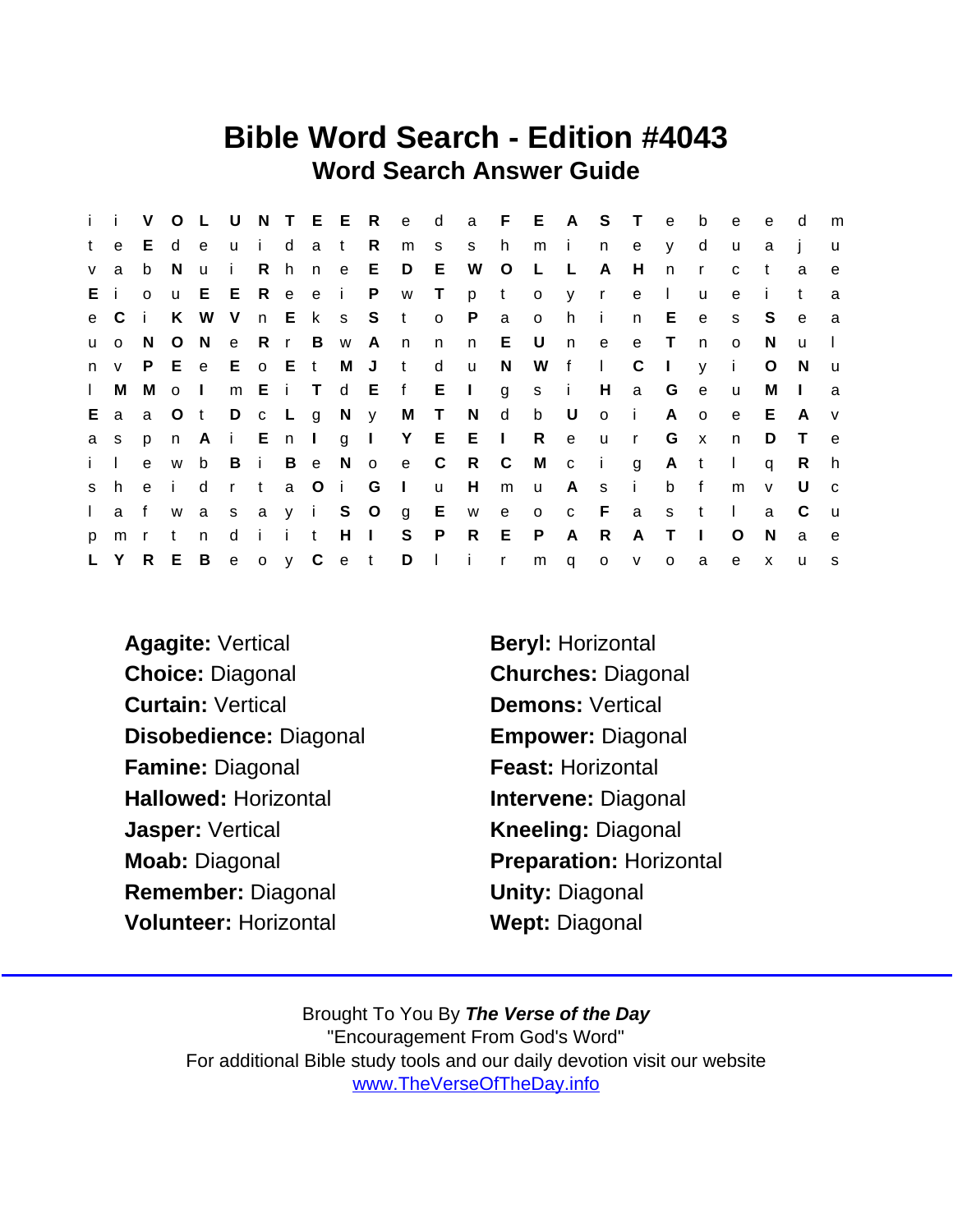# Bible Word Search - Edition #4043

## Word Search Answer Guide

```
i  i  V  O  L  U  N  T  E  E  R  e  d  a  F  E  A  S  T  e  b  e  e  d  m
t  e  E  d  e  u  i  d  a  t  R  m  s  s  h  m  i  n  e  y  d  u  a  j  u
v  a  b  N  u  i  R  h  n  e  E  D  E  W  O  L  L  A  H  n  r  c  t  a  e
E  i  o  u  E  E  R  e  e  i  P  w  T  p  t  o  y  r  e  l  u  e  i  t  a
e  C  i  K  W  V  n  E  k  s  S  t  o  P  a  o  h  i  n  E  e  s  S  e  a
u  o  N  O  N  e  R  r  B  w  A  n  n  n  E  U  n  e  e  T  n  o  N  u  l
n  v  P  E  e  E  o  E  t  M  J  t  d  u  N  W  f  l  C  I  y  i  O  N  u
l  M  M  o  I  m  E  i  T  d  E  f  E  I  g  s  i  H  a  G  e  u  M  I  a
E  a  a  O  t  D  c  L  g  N  y  M  T  N  d  b  U  o  i  A  o  e  E  A  v
a  s  p  n  A  i  E  n  I  g  I  Y  E  E  I  R  e  u  r  G  x  n  D  T  e
i  l  e  w  b  B  i  B  e  N  o  e  C  R  C  M  c  i  g  A  t  l  q  R  h
s  h  e  i  d  r  t  a  O  i  G  I  u  H  m  u  A  s  i  b  f  m  v  U  c
l  a  f  w  a  s  a  y  i  S  O  g  E  w  e  o  c  F  a  s  t  l  a  C  u
p  m  r  t  n  d  i  i  t  H  I  S  P  R  E  P  A  R  A  T  I  O  N  a  e
L  Y  R  E  B  e  o  y  C  e  t  D  l  i  r  m  q  o  v  o  a  e  x  u  s
```

**Agagite:** Vertical
**Beryl:** Horizontal
**Choice:** Diagonal
**Churches:** Diagonal
**Curtain:** Vertical
**Demons:** Vertical
**Disobedience:** Diagonal
**Empower:** Diagonal
**Famine:** Diagonal
**Feast:** Horizontal
**Hallowed:** Horizontal
**Intervene:** Diagonal
**Jasper:** Vertical
**Kneeling:** Diagonal
**Moab:** Diagonal
**Preparation:** Horizontal
**Remember:** Diagonal
**Unity:** Diagonal
**Volunteer:** Horizontal
**Wept:** Diagonal

Brought To You By ***The Verse of the Day***
"Encouragement From God's Word"
For additional Bible study tools and our daily devotion visit our website
[www.TheVerseOfTheDay.info](http://www.TheVerseOfTheDay.info)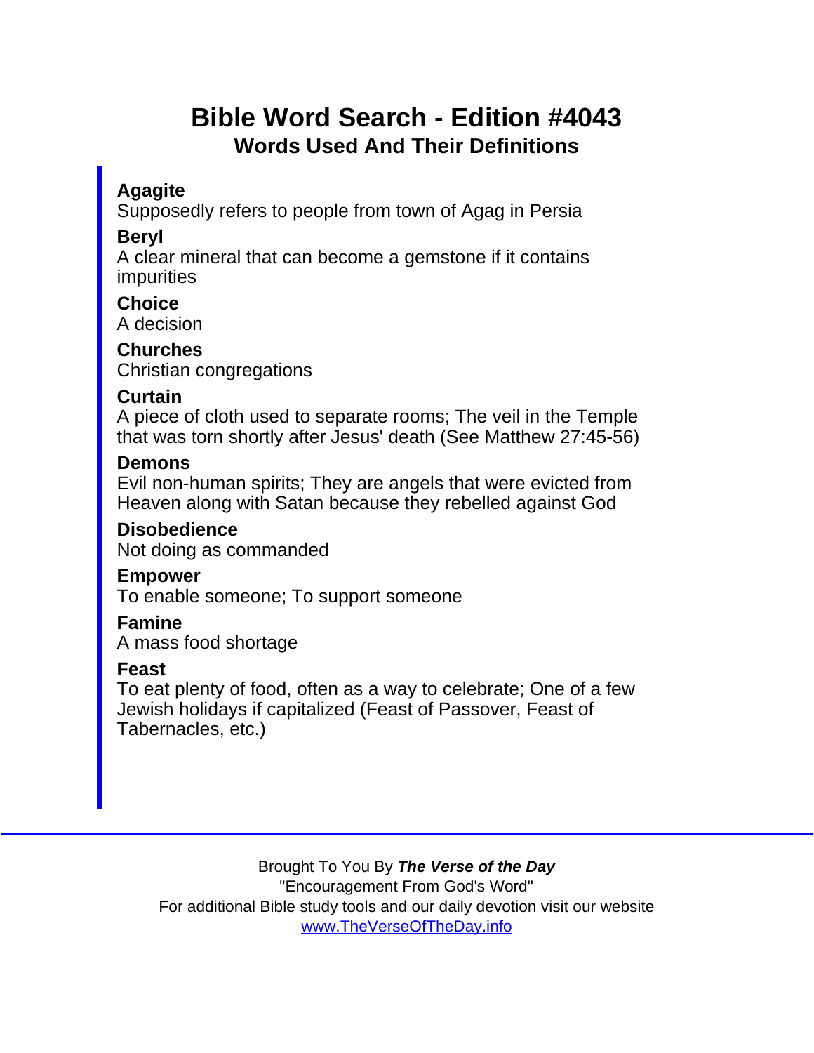# Bible Word Search - Edition #4043

## Words Used And Their Definitions

**Agagite**
Supposedly refers to people from town of Agag in Persia

**Beryl**
A clear mineral that can become a gemstone if it contains impurities

**Choice**
A decision

**Churches**
Christian congregations

**Curtain**
A piece of cloth used to separate rooms; The veil in the Temple that was torn shortly after Jesus' death (See Matthew 27:45-56)

**Demons**
Evil non-human spirits; They are angels that were evicted from Heaven along with Satan because they rebelled against God

**Disobedience**
Not doing as commanded

**Empower**
To enable someone; To support someone

**Famine**
A mass food shortage

**Feast**
To eat plenty of food, often as a way to celebrate; One of a few Jewish holidays if capitalized (Feast of Passover, Feast of Tabernacles, etc.)

---

Brought To You By ***The Verse of the Day***
"Encouragement From God's Word"
For additional Bible study tools and our daily devotion visit our website
[www.TheVerseOfTheDay.info](http://www.TheVerseOfTheDay.info)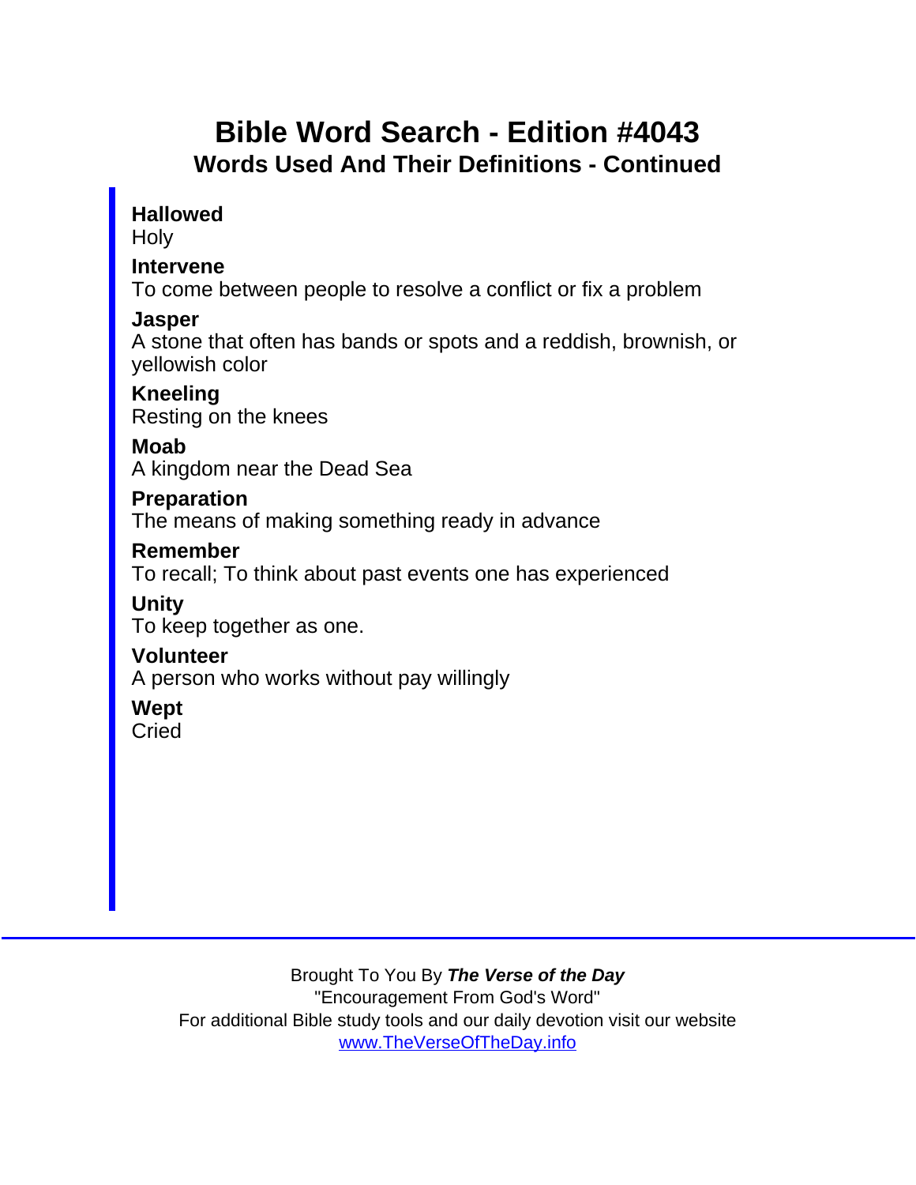# Bible Word Search - Edition #4043

## Words Used And Their Definitions - Continued

**Hallowed**
Holy

**Intervene**
To come between people to resolve a conflict or fix a problem

**Jasper**
A stone that often has bands or spots and a reddish, brownish, or yellowish color

**Kneeling**
Resting on the knees

**Moab**
A kingdom near the Dead Sea

**Preparation**
The means of making something ready in advance

**Remember**
To recall; To think about past events one has experienced

**Unity**
To keep together as one.

**Volunteer**
A person who works without pay willingly

**Wept**
Cried

---

Brought To You By ***The Verse of the Day***
"Encouragement From God's Word"
For additional Bible study tools and our daily devotion visit our website
www.TheVerseOfTheDay.info